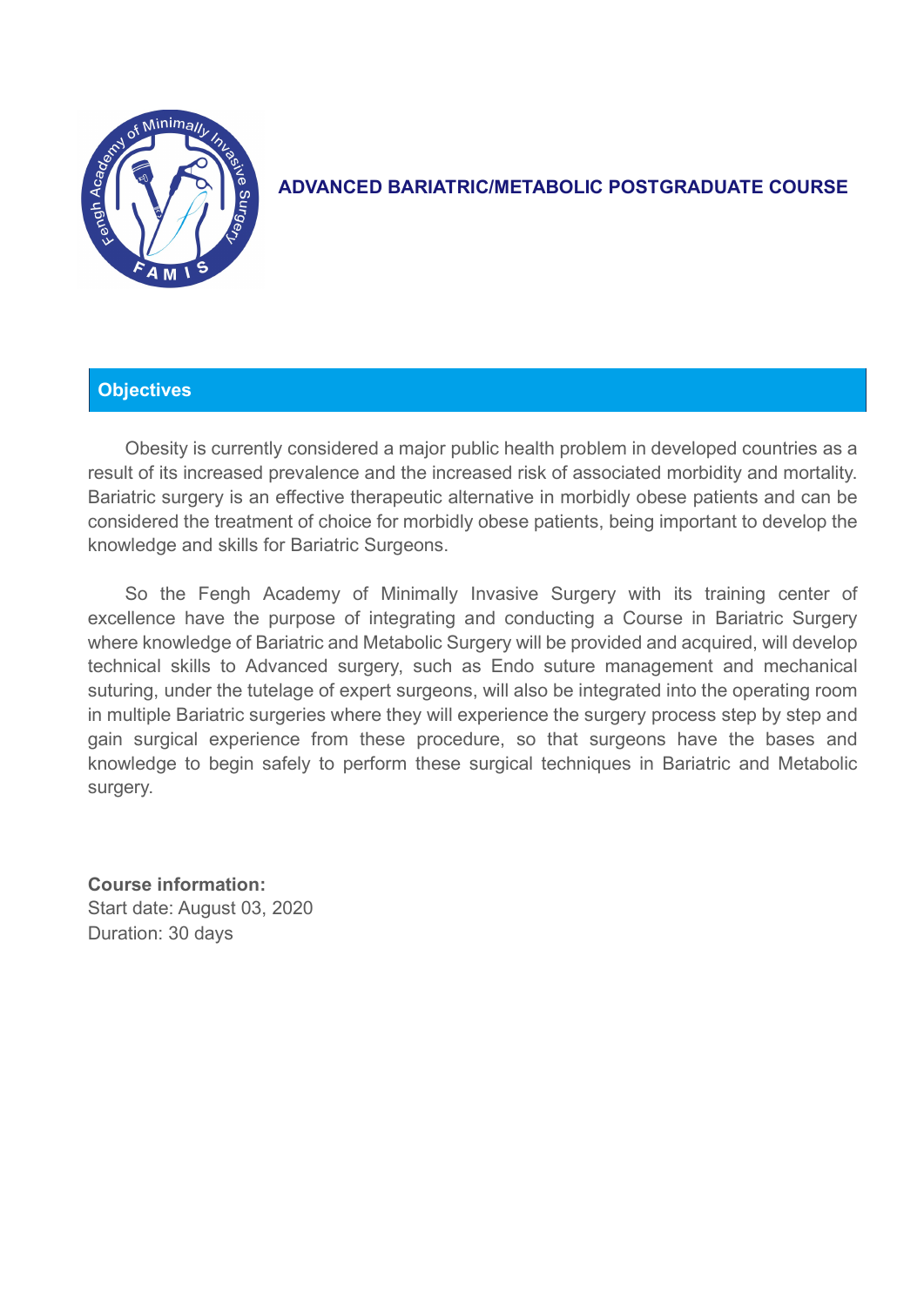# ADVANCED BARIATRIC/METABOLIC POSTGRADUATE COURSE

## Objectives

Obesity is currently considered a major public health problem in developed countries as a result of its increased prevalence and the increased risk of associated morbidity and mortality. Bariatric surgery is an effective therapeutic alternative in morbidly obese patients and can be considered the treatment of choice for morbidly obese patients, being important to develop the knowledge and skills for Bariatric Surgeons.

So the Fengh Academy of Minimally Invasive Surgery with its training center of excellence have the purpose of integrating and conducting a Course in Bariatric Surgery where knowledge of Bariatric and Metabolic Surgery will be provided and acquired, will develop technical skills to Advanced surgery, such as Endo suture management and mechanical suturing, under the tutelage of expert surgeons, will also be integrated into the operating room in multiple Bariatric surgeries where they will experience the surgery process step by step and gain surgical experience from these procedure, so that surgeons have the bases and knowledge to begin safely to perform these surgical techniques in Bariatric and Metabolic surgery.

**Course information:**
Start date: August 03, 2020
Duration: 30 days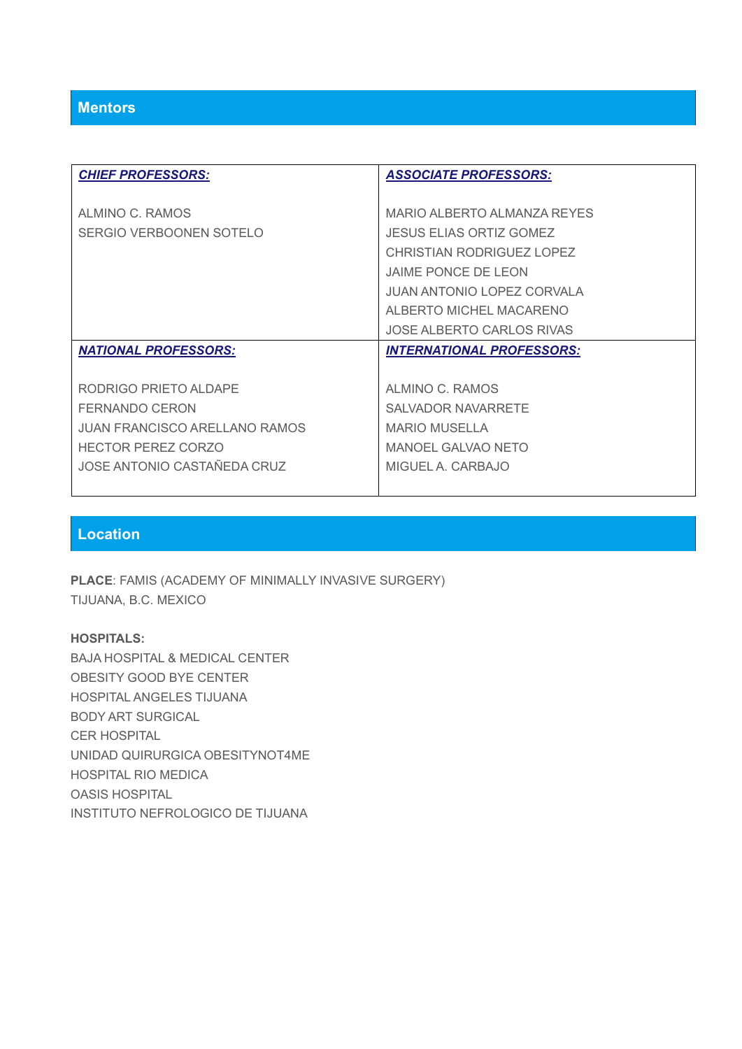## Mentors

| ***CHIEF PROFESSORS:*** | ***ASSOCIATE PROFESSORS:*** |
|---|---|
| ALMINO C. RAMOS<br>SERGIO VERBOONEN SOTELO | MARIO ALBERTO ALMANZA REYES<br>JESUS ELIAS ORTIZ GOMEZ<br>CHRISTIAN RODRIGUEZ LOPEZ<br>JAIME PONCE DE LEON<br>JUAN ANTONIO LOPEZ CORVALA<br>ALBERTO MICHEL MACARENO<br>JOSE ALBERTO CARLOS RIVAS |
| ***NATIONAL PROFESSORS:*** | ***INTERNATIONAL PROFESSORS:*** |
| RODRIGO PRIETO ALDAPE<br>FERNANDO CERON<br>JUAN FRANCISCO ARELLANO RAMOS<br>HECTOR PEREZ CORZO<br>JOSE ANTONIO CASTAÑEDA CRUZ | ALMINO C. RAMOS<br>SALVADOR NAVARRETE<br>MARIO MUSELLA<br>MANOEL GALVAO NETO<br>MIGUEL A. CARBAJO |

## Location

**PLACE**: FAMIS (ACADEMY OF MINIMALLY INVASIVE SURGERY)
TIJUANA, B.C. MEXICO

**HOSPITALS:**
BAJA HOSPITAL & MEDICAL CENTER
OBESITY GOOD BYE CENTER
HOSPITAL ANGELES TIJUANA
BODY ART SURGICAL
CER HOSPITAL
UNIDAD QUIRURGICA OBESITYNOT4ME
HOSPITAL RIO MEDICA
OASIS HOSPITAL
INSTITUTO NEFROLOGICO DE TIJUANA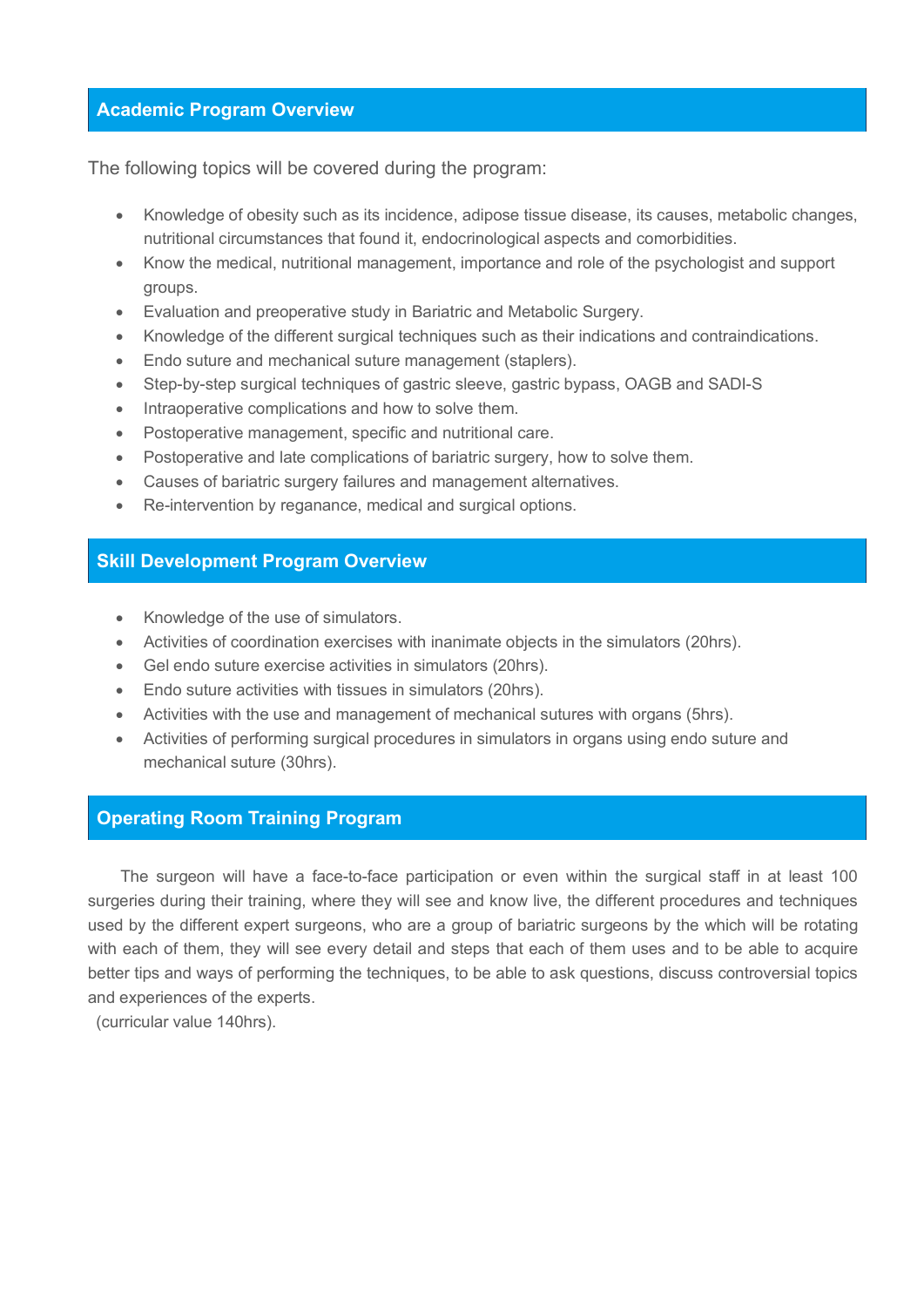## Academic Program Overview

The following topics will be covered during the program:

- Knowledge of obesity such as its incidence, adipose tissue disease, its causes, metabolic changes, nutritional circumstances that found it, endocrinological aspects and comorbidities.
- Know the medical, nutritional management, importance and role of the psychologist and support groups.
- Evaluation and preoperative study in Bariatric and Metabolic Surgery.
- Knowledge of the different surgical techniques such as their indications and contraindications.
- Endo suture and mechanical suture management (staplers).
- Step-by-step surgical techniques of gastric sleeve, gastric bypass, OAGB and SADI-S
- Intraoperative complications and how to solve them.
- Postoperative management, specific and nutritional care.
- Postoperative and late complications of bariatric surgery, how to solve them.
- Causes of bariatric surgery failures and management alternatives.
- Re-intervention by reganance, medical and surgical options.

## Skill Development Program Overview

- Knowledge of the use of simulators.
- Activities of coordination exercises with inanimate objects in the simulators (20hrs).
- Gel endo suture exercise activities in simulators (20hrs).
- Endo suture activities with tissues in simulators (20hrs).
- Activities with the use and management of mechanical sutures with organs (5hrs).
- Activities of performing surgical procedures in simulators in organs using endo suture and mechanical suture (30hrs).

## Operating Room Training Program

The surgeon will have a face-to-face participation or even within the surgical staff in at least 100 surgeries during their training, where they will see and know live, the different procedures and techniques used by the different expert surgeons, who are a group of bariatric surgeons by the which will be rotating with each of them, they will see every detail and steps that each of them uses and to be able to acquire better tips and ways of performing the techniques, to be able to ask questions, discuss controversial topics and experiences of the experts.

(curricular value 140hrs).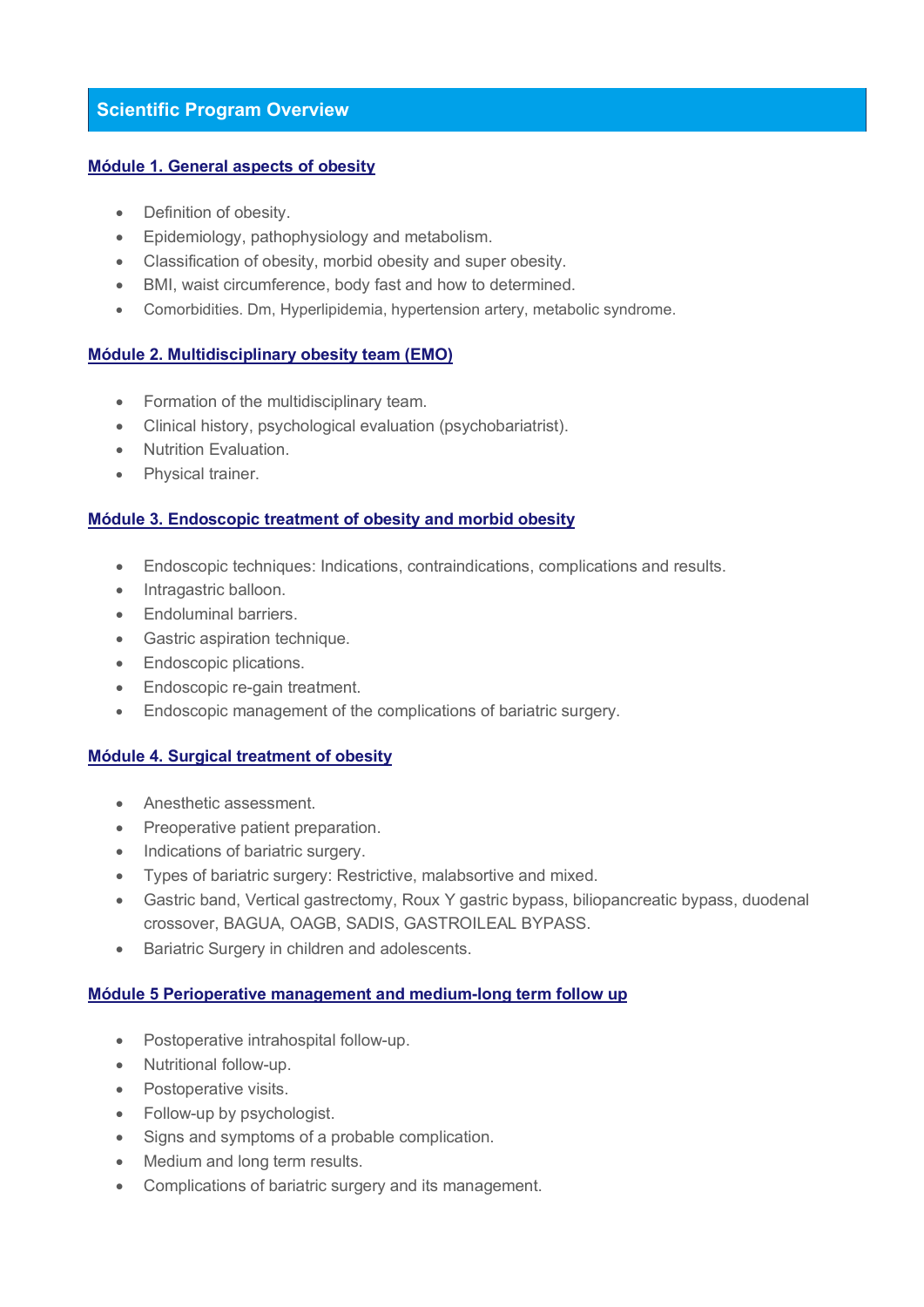## Scientific Program Overview

### Módule 1. General aspects of obesity

- Definition of obesity.
- Epidemiology, pathophysiology and metabolism.
- Classification of obesity, morbid obesity and super obesity.
- BMI, waist circumference, body fast and how to determined.
- Comorbidities. Dm, Hyperlipidemia, hypertension artery, metabolic syndrome.

### Módule 2. Multidisciplinary obesity team (EMO)

- Formation of the multidisciplinary team.
- Clinical history, psychological evaluation (psychobariatrist).
- Nutrition Evaluation.
- Physical trainer.

### Módule 3. Endoscopic treatment of obesity and morbid obesity

- Endoscopic techniques: Indications, contraindications, complications and results.
- Intragastric balloon.
- Endoluminal barriers.
- Gastric aspiration technique.
- Endoscopic plications.
- Endoscopic re-gain treatment.
- Endoscopic management of the complications of bariatric surgery.

### Módule 4. Surgical treatment of obesity

- Anesthetic assessment.
- Preoperative patient preparation.
- Indications of bariatric surgery.
- Types of bariatric surgery: Restrictive, malabsortive and mixed.
- Gastric band, Vertical gastrectomy, Roux Y gastric bypass, biliopancreatic bypass, duodenal crossover, BAGUA, OAGB, SADIS, GASTROILEAL BYPASS.
- Bariatric Surgery in children and adolescents.

### Módule 5 Perioperative management and medium-long term follow up

- Postoperative intrahospital follow-up.
- Nutritional follow-up.
- Postoperative visits.
- Follow-up by psychologist.
- Signs and symptoms of a probable complication.
- Medium and long term results.
- Complications of bariatric surgery and its management.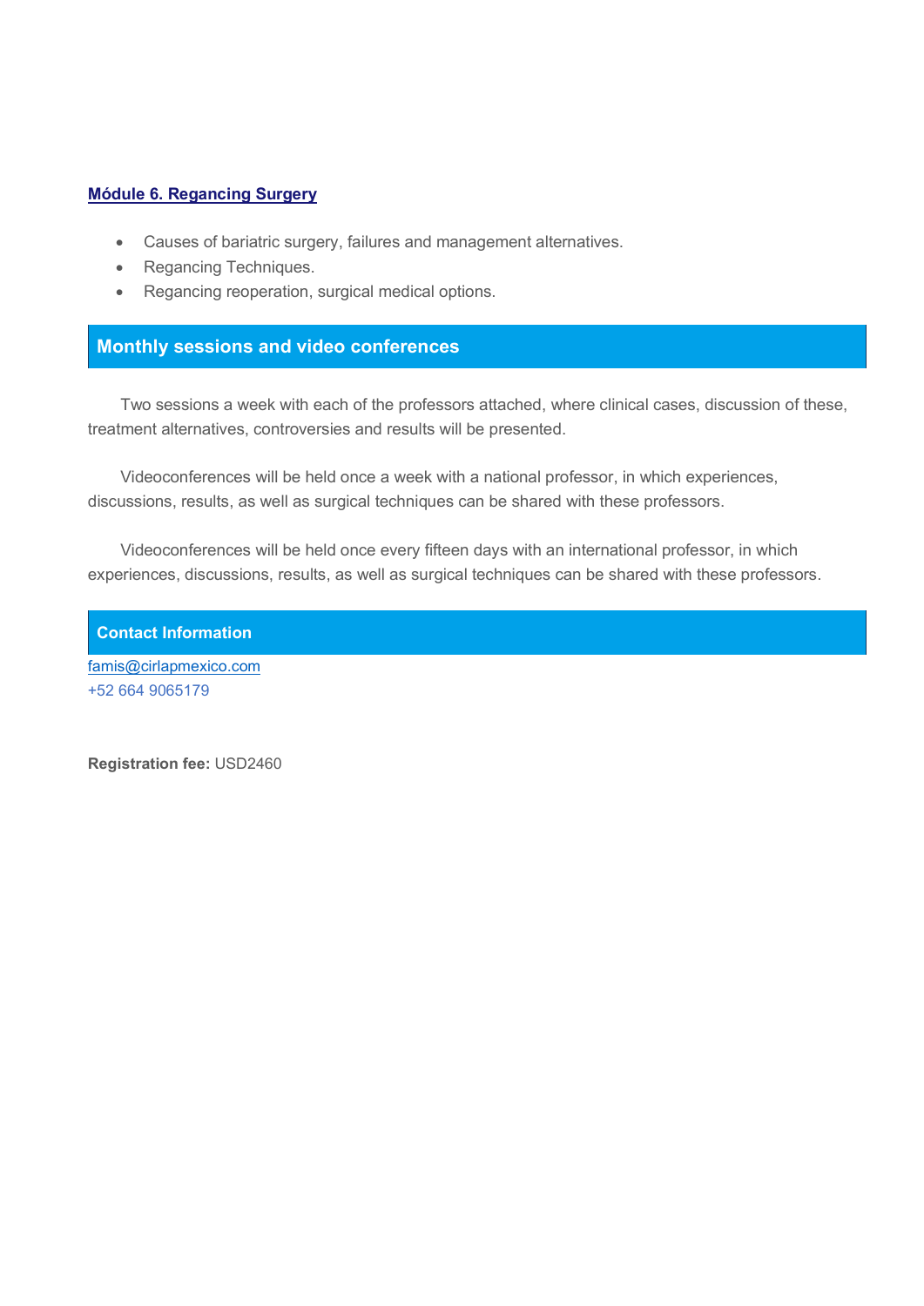**Módule 6. Regancing Surgery**

- Causes of bariatric surgery, failures and management alternatives.
- Regancing Techniques.
- Regancing reoperation, surgical medical options.

## Monthly sessions and video conferences

Two sessions a week with each of the professors attached, where clinical cases, discussion of these, treatment alternatives, controversies and results will be presented.

Videoconferences will be held once a week with a national professor, in which experiences, discussions, results, as well as surgical techniques can be shared with these professors.

Videoconferences will be held once every fifteen days with an international professor, in which experiences, discussions, results, as well as surgical techniques can be shared with these professors.

## Contact Information

famis@cirlapmexico.com
+52 664 9065179

**Registration fee:** USD2460